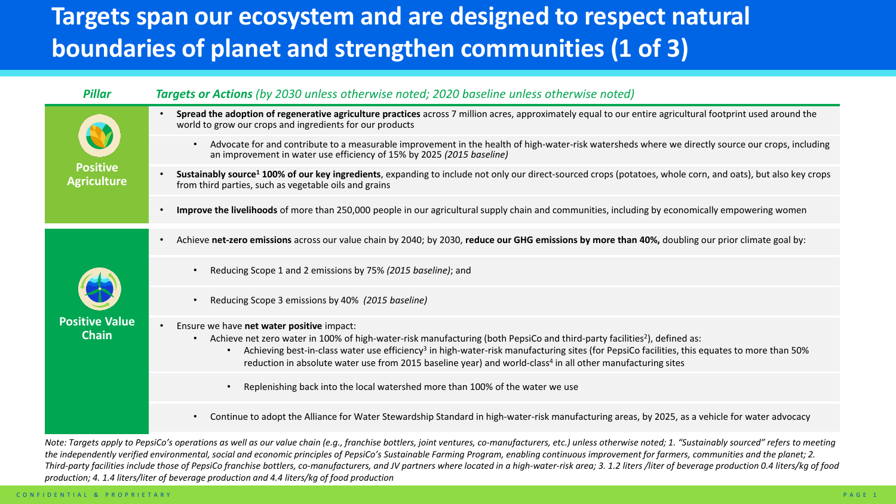# Targets span our ecosystem and are designed to respect natural boundaries of planet and strengthen communities (1 of 3)

| ***Pillar*** | ***Targets or Actions*** *(by 2030 unless otherwise noted; 2020 baseline unless otherwise noted)* |
|---|---|
| **Positive Agriculture** | • **Spread the adoption of regenerative agriculture practices** across 7 million acres, approximately equal to our entire agricultural footprint used around the world to grow our crops and ingredients for our products |
| | • Advocate for and contribute to a measurable improvement in the health of high-water-risk watersheds where we directly source our crops, including an improvement in water use efficiency of 15% by 2025 *(2015 baseline)* |
| | • **Sustainably source[1] 100% of our key ingredients**, expanding to include not only our direct-sourced crops (potatoes, whole corn, and oats), but also key crops from third parties, such as vegetable oils and grains |
| | • **Improve the livelihoods** of more than 250,000 people in our agricultural supply chain and communities, including by economically empowering women |
| **Positive Value Chain** | • Achieve **net-zero emissions** across our value chain by 2040; by 2030, **reduce our GHG emissions by more than 40%,** doubling our prior climate goal by: |
| | • Reducing Scope 1 and 2 emissions by 75% *(2015 baseline)*; and |
| | • Reducing Scope 3 emissions by 40% *(2015 baseline)* |
| | • Ensure we have **net water positive** impact:<br>• Achieve net zero water in 100% of high-water-risk manufacturing (both PepsiCo and third-party facilities[2]), defined as:<br>• Achieving best-in-class water use efficiency[3] in high-water-risk manufacturing sites (for PepsiCo facilities, this equates to more than 50% reduction in absolute water use from 2015 baseline year) and world-class[4] in all other manufacturing sites |
| | • Replenishing back into the local watershed more than 100% of the water we use |
| | • Continue to adopt the Alliance for Water Stewardship Standard in high-water-risk manufacturing areas, by 2025, as a vehicle for water advocacy |

*Note: Targets apply to PepsiCo's operations as well as our value chain (e.g., franchise bottlers, joint ventures, co-manufacturers, etc.) unless otherwise noted; 1. "Sustainably sourced" refers to meeting the independently verified environmental, social and economic principles of PepsiCo's Sustainable Farming Program, enabling continuous improvement for farmers, communities and the planet; 2. Third-party facilities include those of PepsiCo franchise bottlers, co-manufacturers, and JV partners where located in a high-water-risk area; 3. 1.2 liters /liter of beverage production 0.4 liters/kg of food production; 4. 1.4 liters/liter of beverage production and 4.4 liters/kg of food production*

CONFIDENTIAL & PROPRIETARY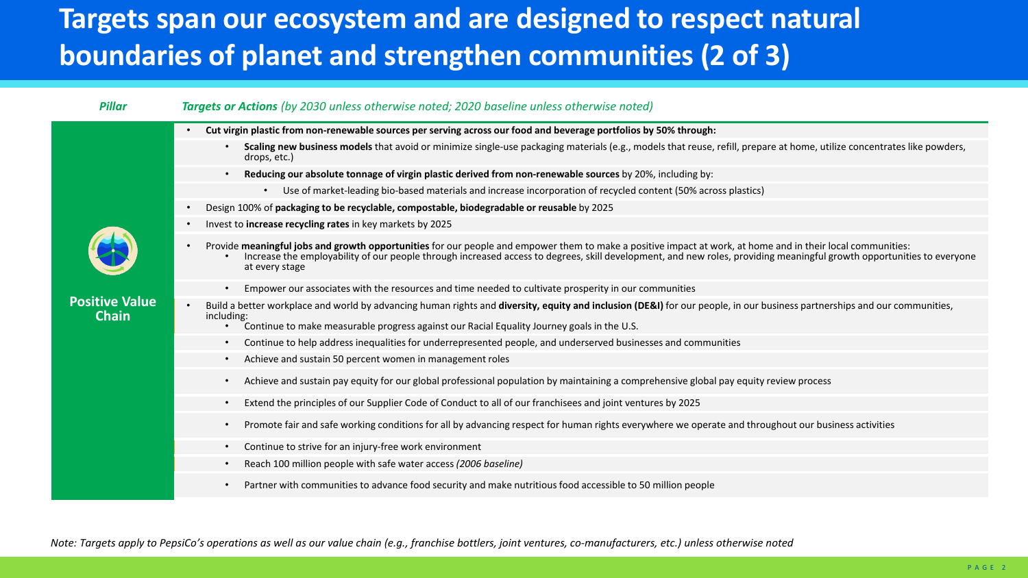# Targets span our ecosystem and are designed to respect natural boundaries of planet and strengthen communities (2 of 3)

| *Pillar* | *Targets or Actions (by 2030 unless otherwise noted; 2020 baseline unless otherwise noted)* |
|---|---|
| **Positive Value Chain** | • **Cut virgin plastic from non-renewable sources per serving across our food and beverage portfolios by 50% through:** |
| | &nbsp;&nbsp;&nbsp;&nbsp;• **Scaling new business models** that avoid or minimize single-use packaging materials (e.g., models that reuse, refill, prepare at home, utilize concentrates like powders, drops, etc.) |
| | &nbsp;&nbsp;&nbsp;&nbsp;• **Reducing our absolute tonnage of virgin plastic derived from non-renewable sources** by 20%, including by: |
| | &nbsp;&nbsp;&nbsp;&nbsp;&nbsp;&nbsp;&nbsp;&nbsp;• Use of market-leading bio-based materials and increase incorporation of recycled content (50% across plastics) |
| | • Design 100% of **packaging to be recyclable, compostable, biodegradable or reusable** by 2025 |
| | • Invest to **increase recycling rates** in key markets by 2025 |
| | • Provide **meaningful jobs and growth opportunities** for our people and empower them to make a positive impact at work, at home and in their local communities:<br>&nbsp;&nbsp;&nbsp;&nbsp;• Increase the employability of our people through increased access to degrees, skill development, and new roles, providing meaningful growth opportunities to everyone at every stage |
| | &nbsp;&nbsp;&nbsp;&nbsp;• Empower our associates with the resources and time needed to cultivate prosperity in our communities |
| | • Build a better workplace and world by advancing human rights and **diversity, equity and inclusion (DE&I)** for our people, in our business partnerships and our communities, including:<br>&nbsp;&nbsp;&nbsp;&nbsp;• Continue to make measurable progress against our Racial Equality Journey goals in the U.S. |
| | &nbsp;&nbsp;&nbsp;&nbsp;• Continue to help address inequalities for underrepresented people, and underserved businesses and communities |
| | &nbsp;&nbsp;&nbsp;&nbsp;• Achieve and sustain 50 percent women in management roles |
| | &nbsp;&nbsp;&nbsp;&nbsp;• Achieve and sustain pay equity for our global professional population by maintaining a comprehensive global pay equity review process |
| | &nbsp;&nbsp;&nbsp;&nbsp;• Extend the principles of our Supplier Code of Conduct to all of our franchisees and joint ventures by 2025 |
| | &nbsp;&nbsp;&nbsp;&nbsp;• Promote fair and safe working conditions for all by advancing respect for human rights everywhere we operate and throughout our business activities |
| | &nbsp;&nbsp;&nbsp;&nbsp;• Continue to strive for an injury-free work environment |
| | &nbsp;&nbsp;&nbsp;&nbsp;• Reach 100 million people with safe water access *(2006 baseline)* |
| | &nbsp;&nbsp;&nbsp;&nbsp;• Partner with communities to advance food security and make nutritious food accessible to 50 million people |

*Note: Targets apply to PepsiCo's operations as well as our value chain (e.g., franchise bottlers, joint ventures, co-manufacturers, etc.) unless otherwise noted*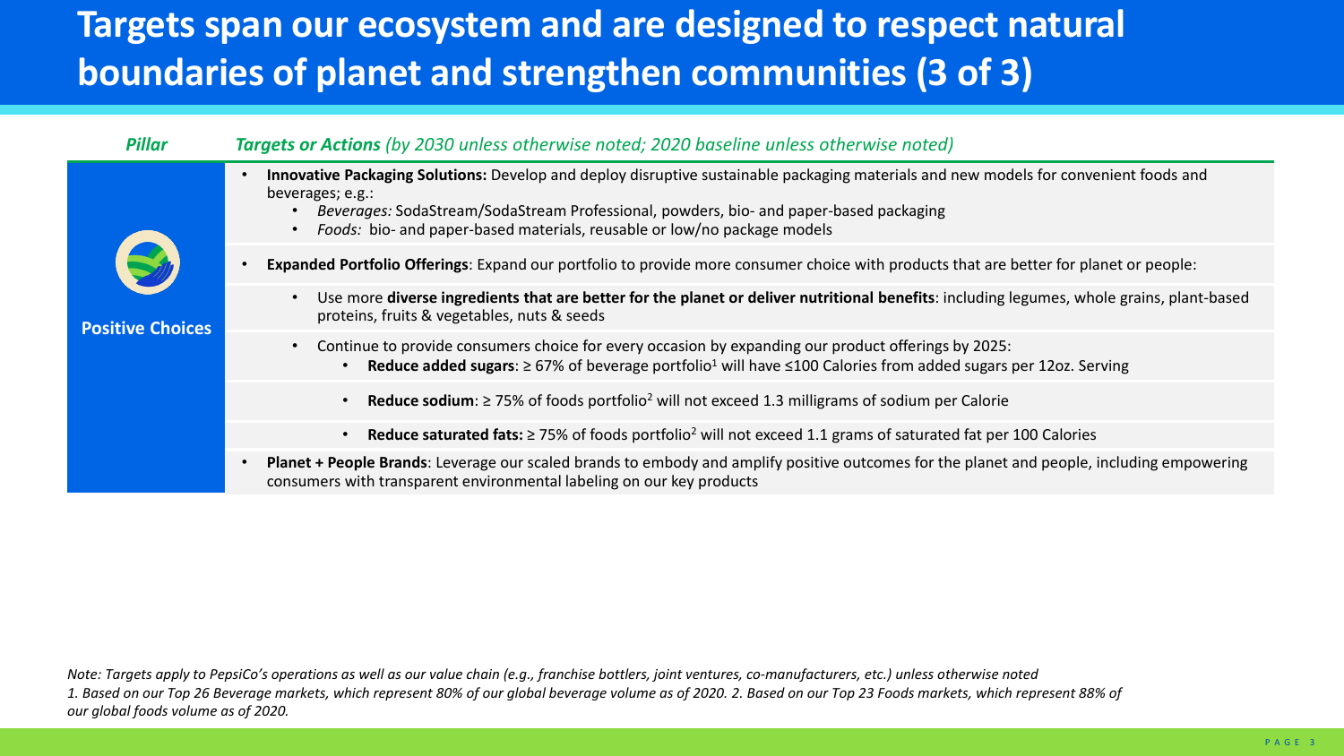# Targets span our ecosystem and are designed to respect natural boundaries of planet and strengthen communities (3 of 3)

| *Pillar* | ***Targets or Actions*** *(by 2030 unless otherwise noted; 2020 baseline unless otherwise noted)* |
|---|---|
| **Positive Choices** | • **Innovative Packaging Solutions:** Develop and deploy disruptive sustainable packaging materials and new models for convenient foods and beverages; e.g.:<br>• *Beverages:* SodaStream/SodaStream Professional, powders, bio- and paper-based packaging<br>• *Foods:* bio- and paper-based materials, reusable or low/no package models |
| | • **Expanded Portfolio Offerings**: Expand our portfolio to provide more consumer choice with products that are better for planet or people: |
| | • Use more **diverse ingredients that are better for the planet or deliver nutritional benefits**: including legumes, whole grains, plant-based proteins, fruits & vegetables, nuts & seeds |
| | • Continue to provide consumers choice for every occasion by expanding our product offerings by 2025:<br>• **Reduce added sugars**: ≥ 67% of beverage portfolio[1] will have ≤100 Calories from added sugars per 12oz. Serving |
| | • **Reduce sodium**: ≥ 75% of foods portfolio[2] will not exceed 1.3 milligrams of sodium per Calorie |
| | • **Reduce saturated fats:** ≥ 75% of foods portfolio[2] will not exceed 1.1 grams of saturated fat per 100 Calories |
| | • **Planet + People Brands**: Leverage our scaled brands to embody and amplify positive outcomes for the planet and people, including empowering consumers with transparent environmental labeling on our key products |

*Note: Targets apply to PepsiCo's operations as well as our value chain (e.g., franchise bottlers, joint ventures, co-manufacturers, etc.) unless otherwise noted*

*1. Based on our Top 26 Beverage markets, which represent 80% of our global beverage volume as of 2020. 2. Based on our Top 23 Foods markets, which represent 88% of our global foods volume as of 2020.*